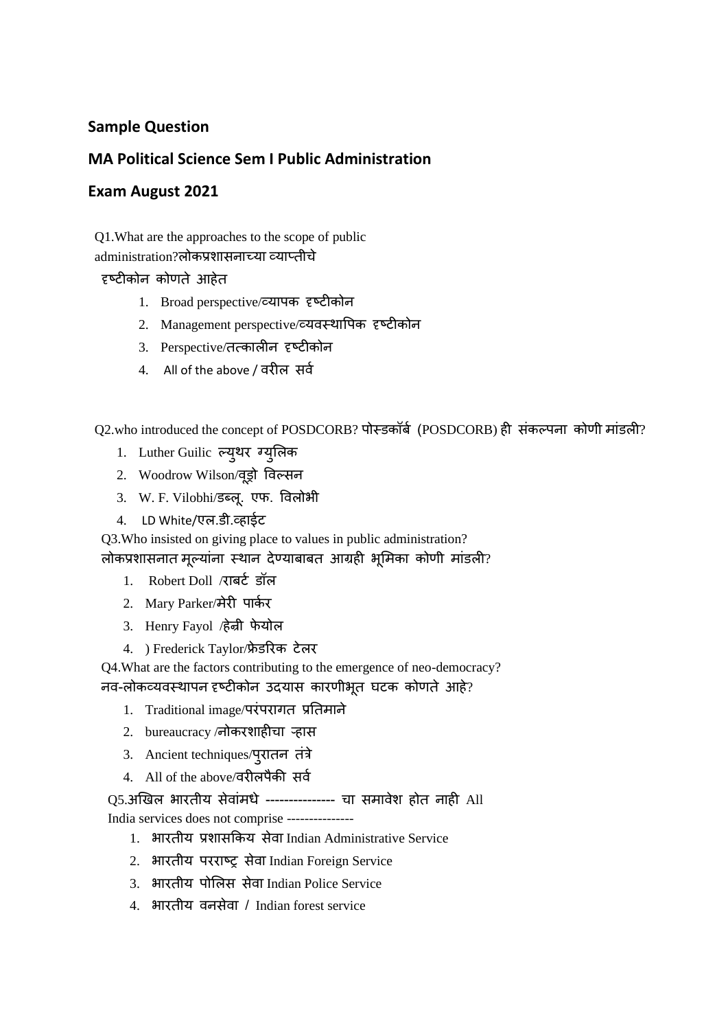## Sample Question

## MA Political Science Sem I Public Administration

## Exam August 2021

Q1.What are the approaches to the scope of public administration?लोकप्रशासनाच्या व्याप्तीचे दृष्टीकोन कोणते आहेत

1. Broad perspective/व्यापक दृष्टीकोन
2. Management perspective/व्यवस्थापिक दृष्टीकोन
3. Perspective/तत्कालीन दृष्टीकोन
4. All of the above / वरील सर्व

Q2.who introduced the concept of POSDCORB? पोस्डकॉर्ब (POSDCORB) ही संकल्पना कोणी मांडली?

1. Luther Guilic ल्युथर ग्युलिक
2. Woodrow Wilson/वूड्रो विल्सन
3. W. F. Vilobhi/डब्लू. एफ. विलोभी
4. LD White/एल.डी.व्हाईट

Q3.Who insisted on giving place to values in public administration? लोकप्रशासनात मूल्यांना स्थान देण्याबाबत आग्रही भूमिका कोणी मांडली?

1. Robert Doll /राबर्ट डॉल
2. Mary Parker/मेरी पार्कर
3. Henry Fayol /हेन्री फेयोल
4. ) Frederick Taylor/फ्रेडरिक टेलर

Q4.What are the factors contributing to the emergence of neo-democracy? नव-लोकव्यवस्थापन दृष्टीकोन उदयास कारणीभूत घटक कोणते आहे?

1. Traditional image/परंपरागत प्रतिमाने
2. bureaucracy /नोकरशाहीचा ऱ्हास
3. Ancient techniques/पुरातन तंत्रे
4. All of the above/वरीलपैकी सर्व

Q5.अखिल भारतीय सेवांमधे --------------- चा समावेश होत नाही All India services does not comprise ---------------

1. भारतीय प्रशासकिय सेवा Indian Administrative Service
2. भारतीय परराष्ट्र सेवा Indian Foreign Service
3. भारतीय पोलिस सेवा Indian Police Service
4. भारतीय वनसेवा / Indian forest service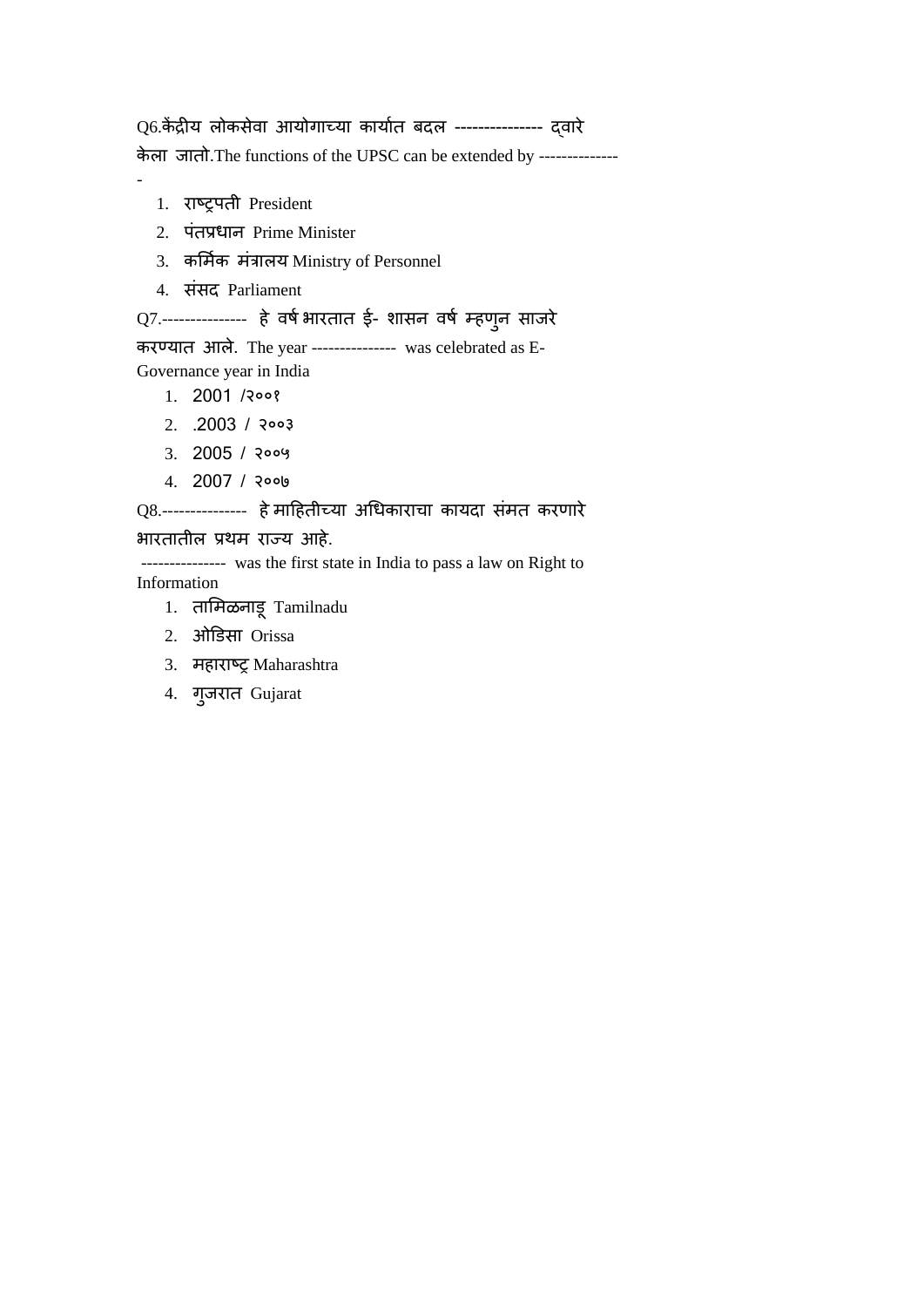Q6.केंद्रीय लोकसेवा आयोगाच्या कार्यात बदल --------------- द्वारे केला जातो.The functions of the UPSC can be extended by ---------------

1. राष्ट्रपती President
2. पंतप्रधान Prime Minister
3. कर्मिक मंत्रालय Ministry of Personnel
4. संसद Parliament

Q7.--------------- हे वर्ष भारतात ई- शासन वर्ष म्हणुन साजरे करण्यात आले. The year --------------- was celebrated as E-Governance year in India

1. 2001 /२००१
2. .2003 / २००३
3. 2005 / २००५
4. 2007 / २००७

Q8.--------------- हे माहितीच्या अधिकाराचा कायदा संमत करणारे भारतातील प्रथम राज्य आहे.

--------------- was the first state in India to pass a law on Right to Information

1. तामिळनाडू Tamilnadu
2. ओडिसा Orissa
3. महाराष्ट्र Maharashtra
4. गुजरात Gujarat